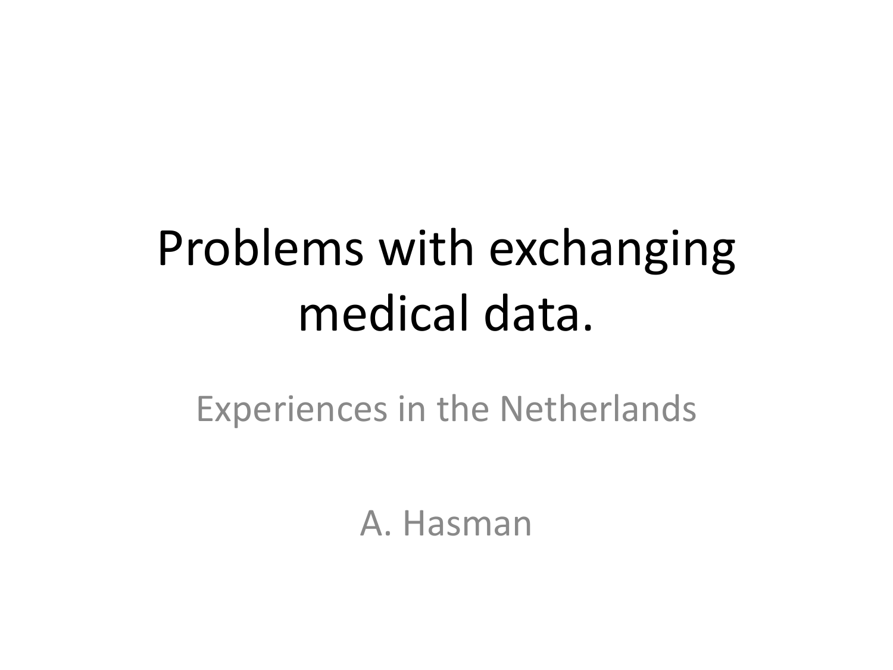# Problems with exchanging medical data.

Experiences in the Netherlands

A. Hasman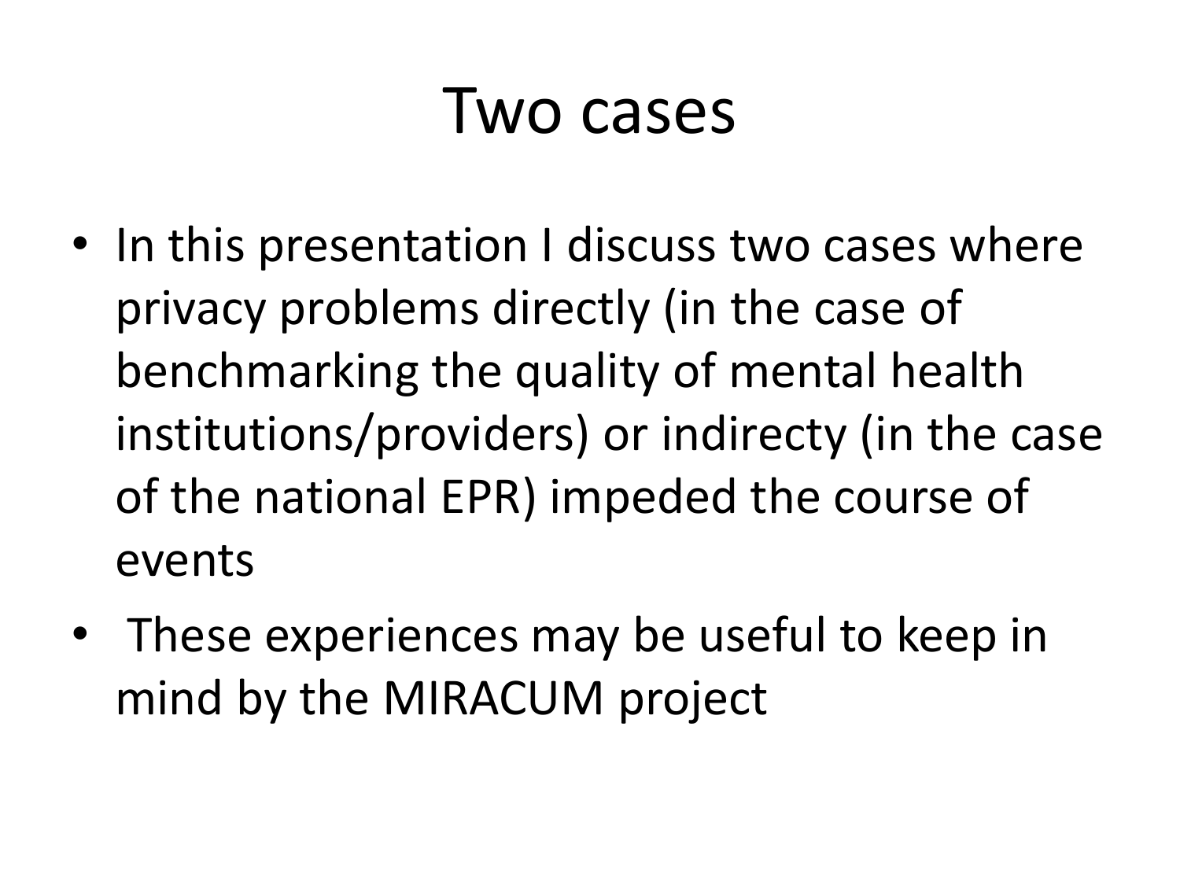# Two cases

- In this presentation I discuss two cases where privacy problems directly (in the case of benchmarking the quality of mental health institutions/providers) or indirecty (in the case of the national EPR) impeded the course of events
- These experiences may be useful to keep in mind by the MIRACUM project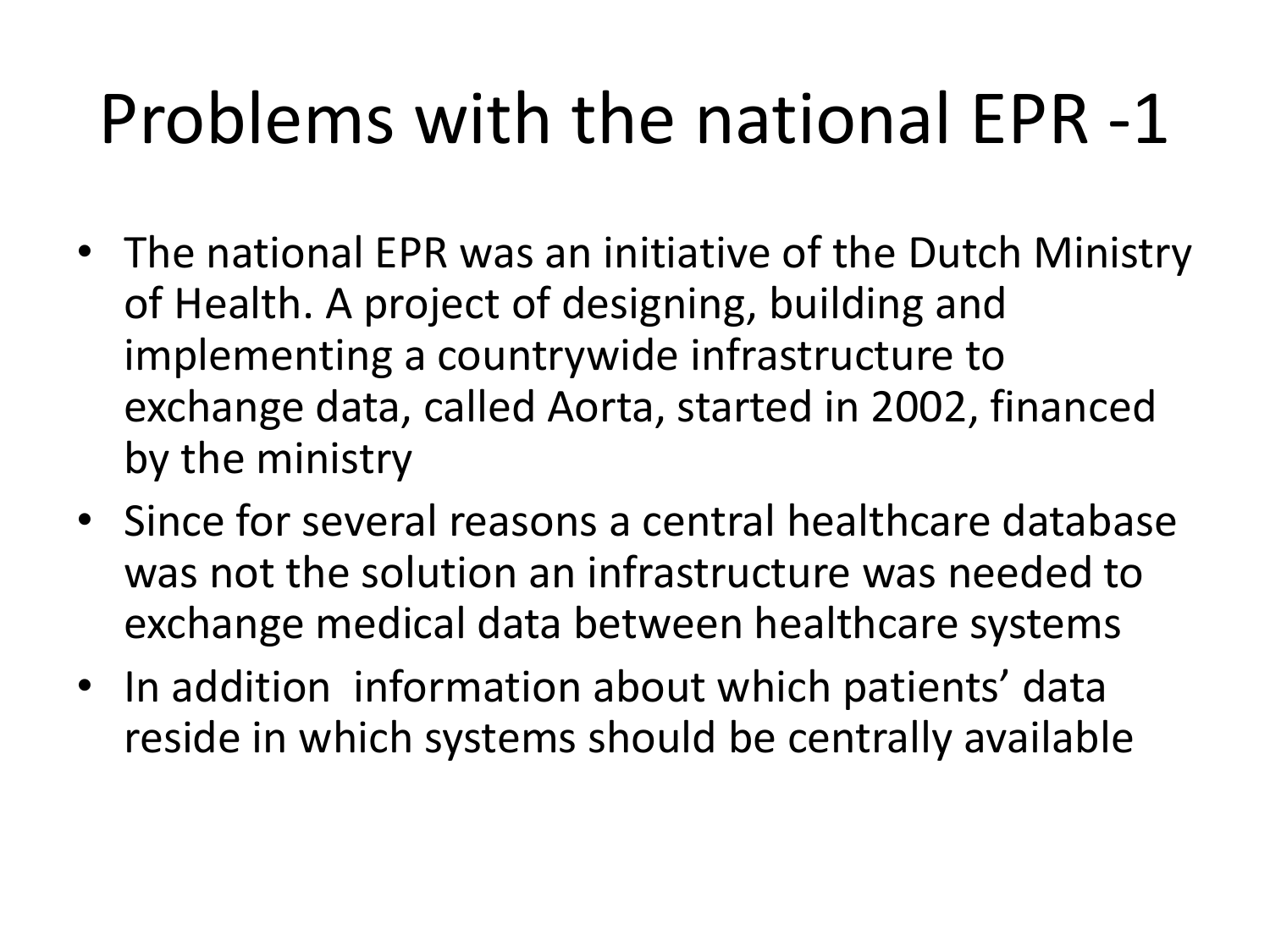# Problems with the national EPR -1

- The national EPR was an initiative of the Dutch Ministry of Health. A project of designing, building and implementing a countrywide infrastructure to exchange data, called Aorta, started in 2002, financed by the ministry
- Since for several reasons a central healthcare database was not the solution an infrastructure was needed to exchange medical data between healthcare systems
- In addition information about which patients' data reside in which systems should be centrally available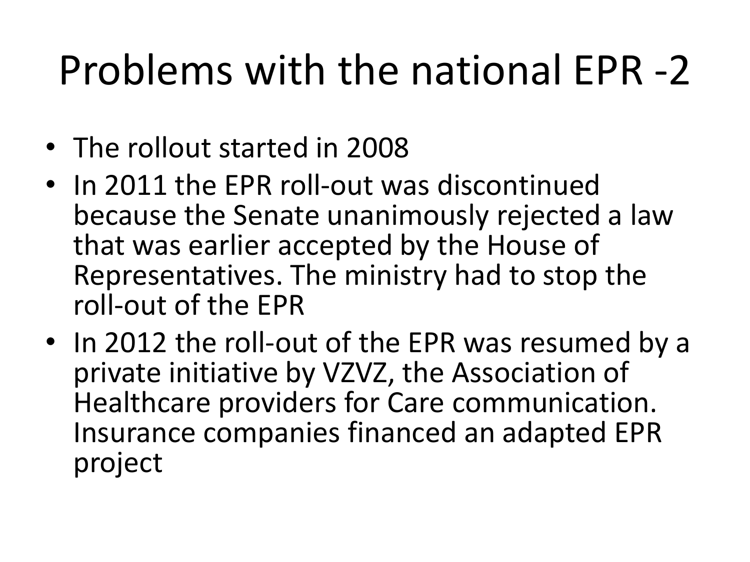# Problems with the national EPR -2

- The rollout started in 2008
- In 2011 the EPR roll-out was discontinued because the Senate unanimously rejected a law that was earlier accepted by the House of Representatives. The ministry had to stop the roll-out of the EPR
- In 2012 the roll-out of the EPR was resumed by a private initiative by VZVZ, the Association of Healthcare providers for Care communication. Insurance companies financed an adapted EPR project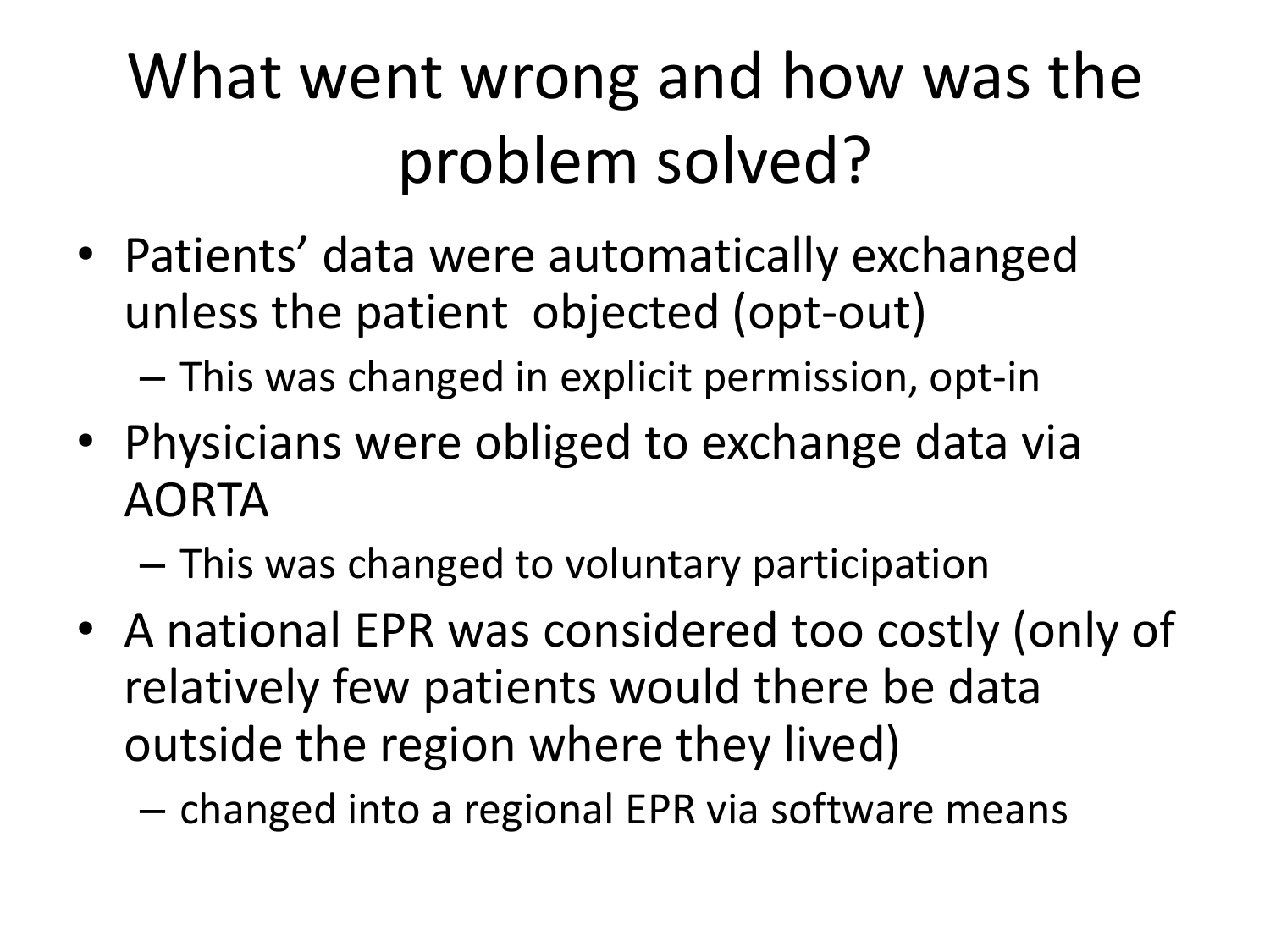# What went wrong and how was the problem solved?

- Patients' data were automatically exchanged unless the patient objected (opt-out)
  - This was changed in explicit permission, opt-in
- Physicians were obliged to exchange data via AORTA
  - This was changed to voluntary participation
- A national EPR was considered too costly (only of relatively few patients would there be data outside the region where they lived)
  - changed into a regional EPR via software means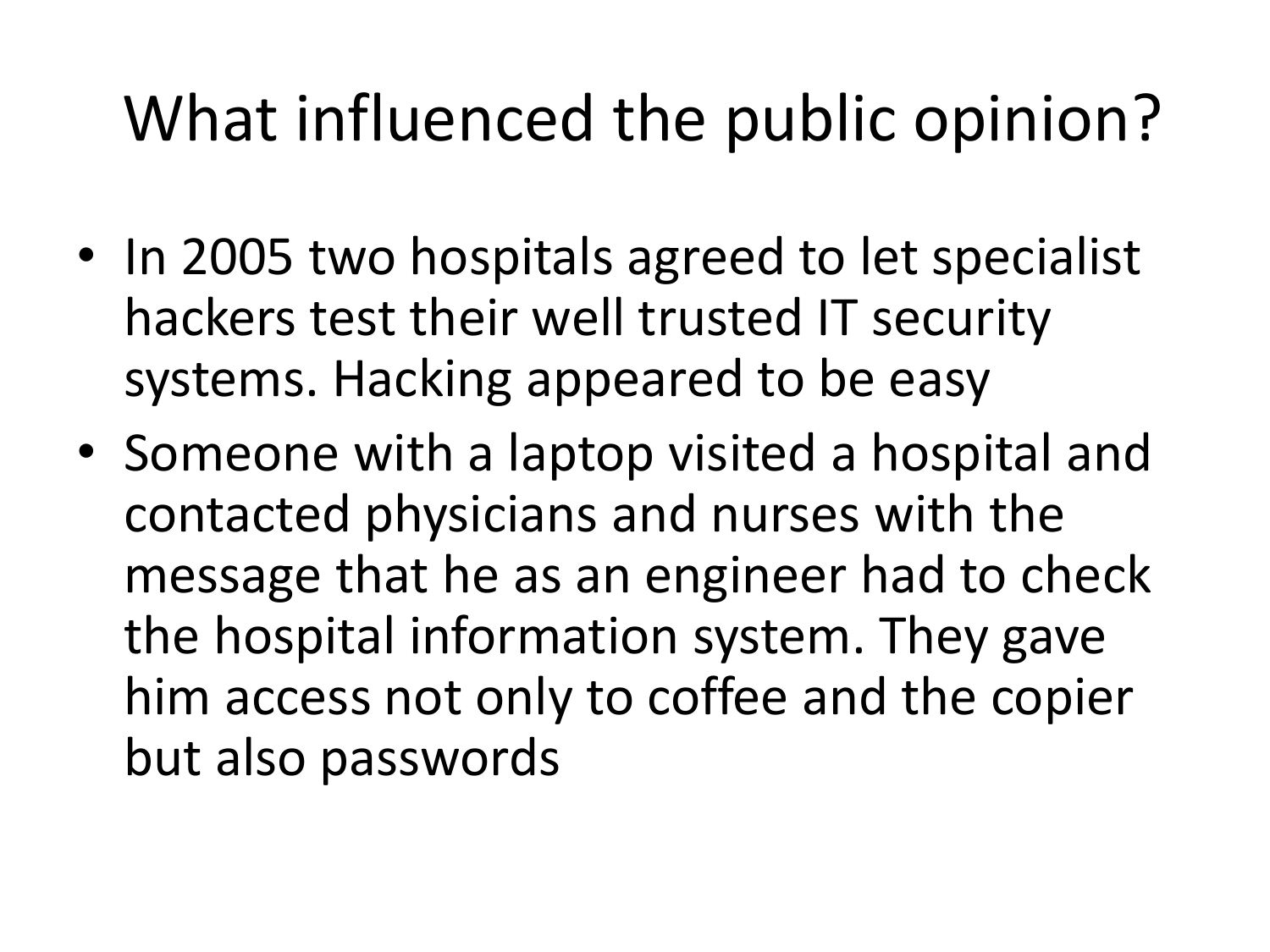# What influenced the public opinion?

- In 2005 two hospitals agreed to let specialist hackers test their well trusted IT security systems. Hacking appeared to be easy
- Someone with a laptop visited a hospital and contacted physicians and nurses with the message that he as an engineer had to check the hospital information system. They gave him access not only to coffee and the copier but also passwords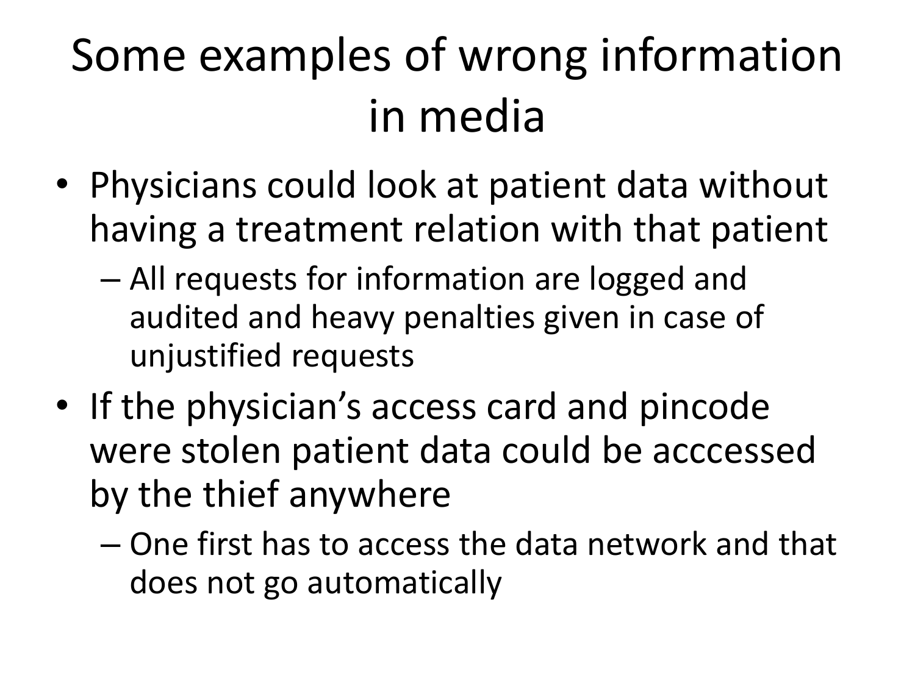# Some examples of wrong information in media

- Physicians could look at patient data without having a treatment relation with that patient
  - All requests for information are logged and audited and heavy penalties given in case of unjustified requests
- If the physician's access card and pincode were stolen patient data could be acccessed by the thief anywhere
  - One first has to access the data network and that does not go automatically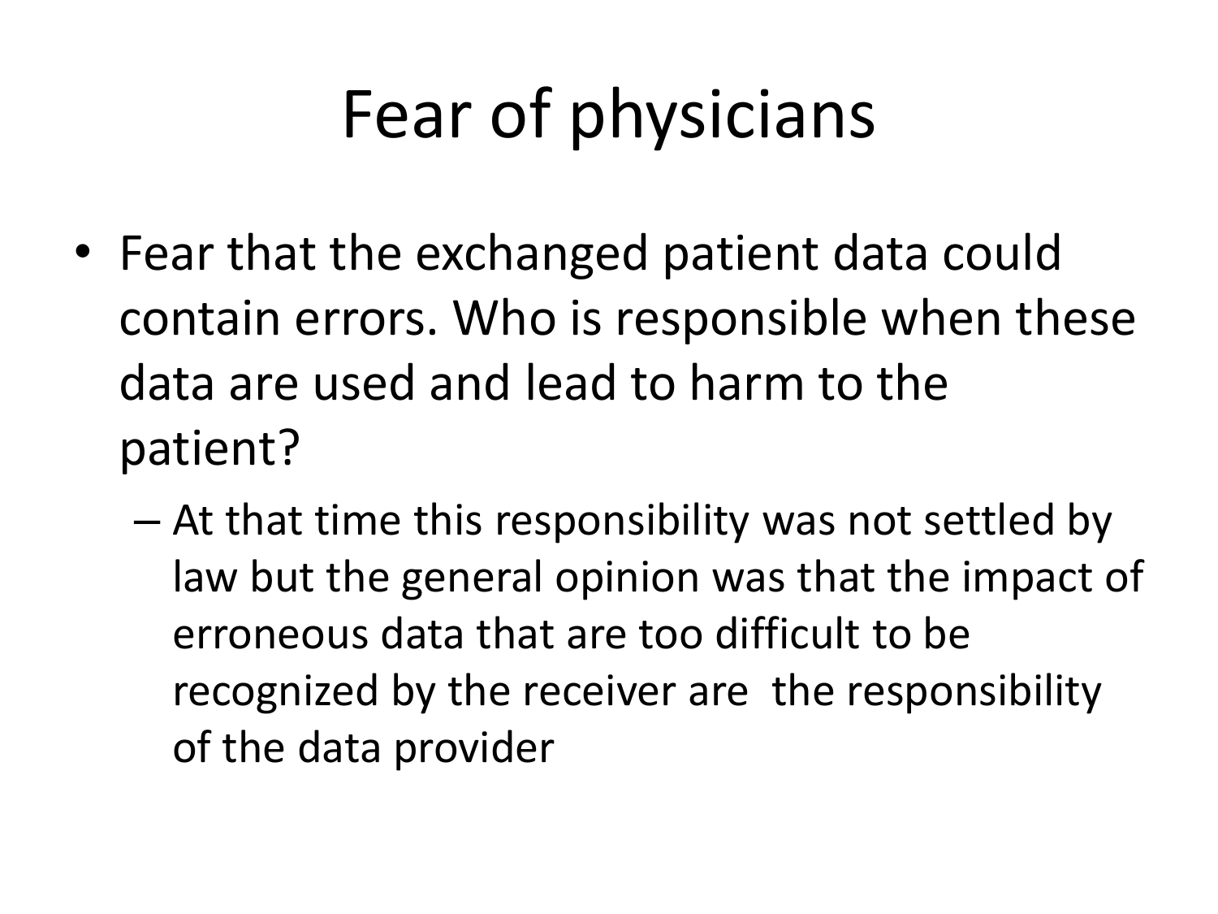# Fear of physicians

- Fear that the exchanged patient data could contain errors. Who is responsible when these data are used and lead to harm to the patient?
  - At that time this responsibility was not settled by law but the general opinion was that the impact of erroneous data that are too difficult to be recognized by the receiver are  the responsibility of the data provider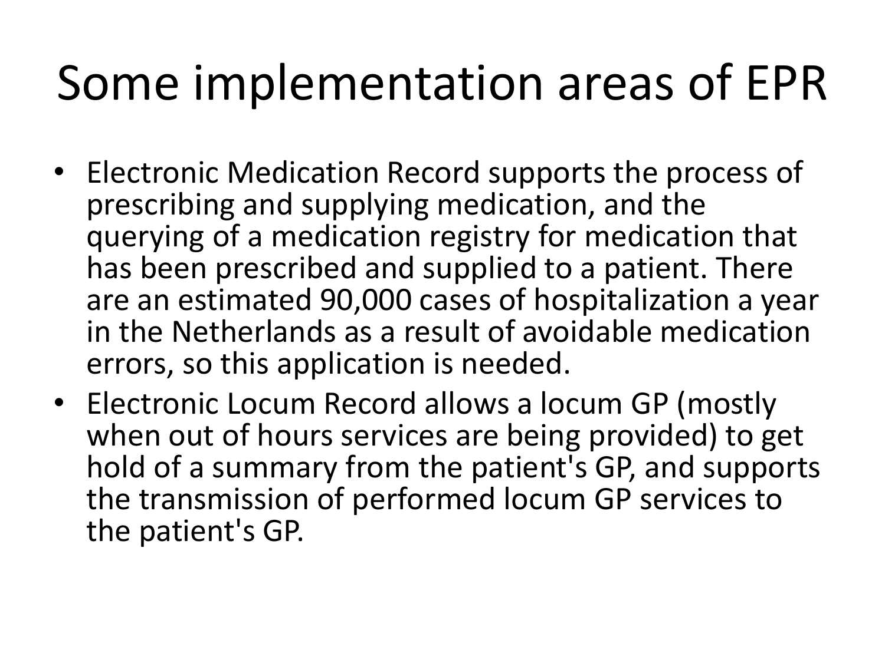# Some implementation areas of EPR

- Electronic Medication Record supports the process of prescribing and supplying medication, and the querying of a medication registry for medication that has been prescribed and supplied to a patient. There are an estimated 90,000 cases of hospitalization a year in the Netherlands as a result of avoidable medication errors, so this application is needed.
- Electronic Locum Record allows a locum GP (mostly when out of hours services are being provided) to get hold of a summary from the patient's GP, and supports the transmission of performed locum GP services to the patient's GP.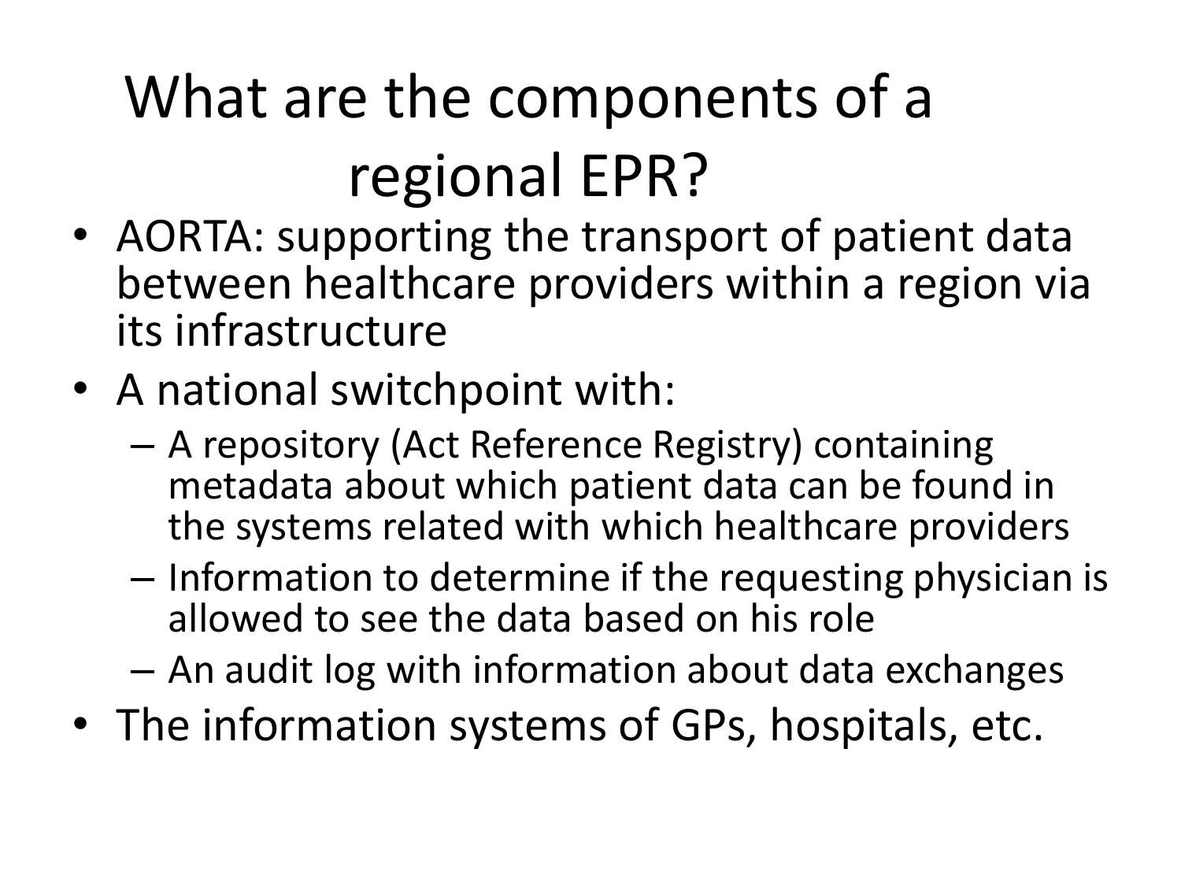# What are the components of a regional EPR?

- AORTA: supporting the transport of patient data between healthcare providers within a region via its infrastructure
- A national switchpoint with:
  - A repository (Act Reference Registry) containing metadata about which patient data can be found in the systems related with which healthcare providers
  - Information to determine if the requesting physician is allowed to see the data based on his role
  - An audit log with information about data exchanges
- The information systems of GPs, hospitals, etc.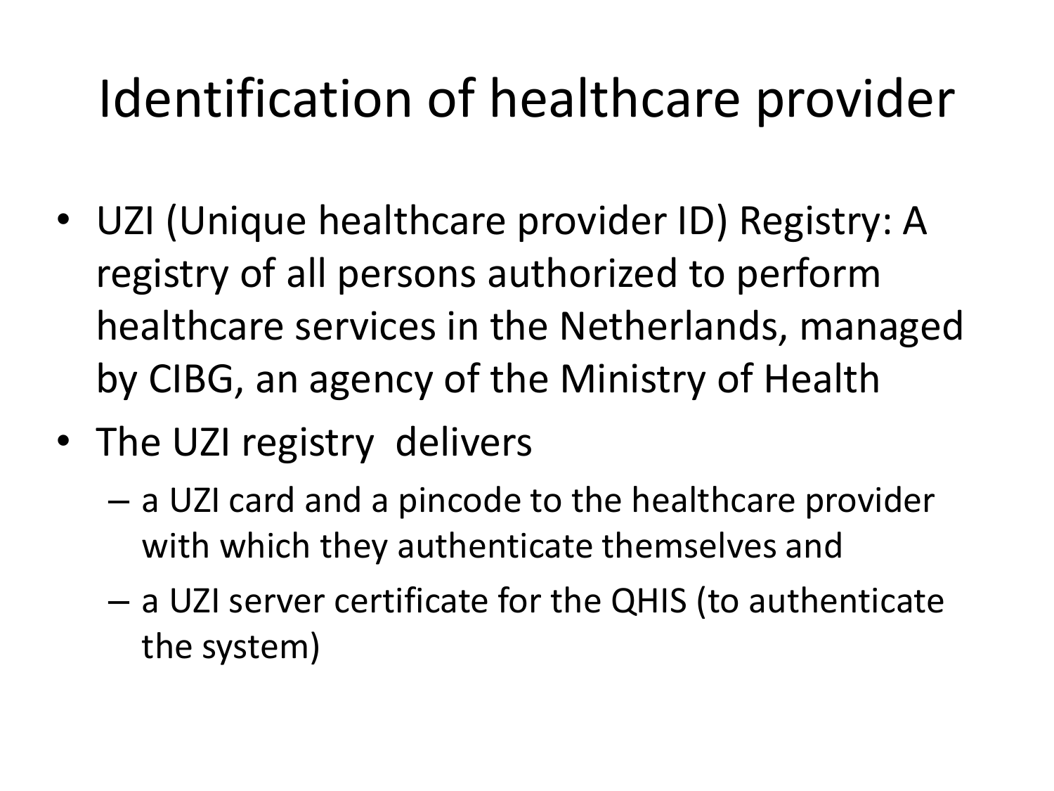# Identification of healthcare provider

- UZI (Unique healthcare provider ID) Registry: A registry of all persons authorized to perform healthcare services in the Netherlands, managed by CIBG, an agency of the Ministry of Health
- The UZI registry delivers
  - a UZI card and a pincode to the healthcare provider with which they authenticate themselves and
  - a UZI server certificate for the QHIS (to authenticate the system)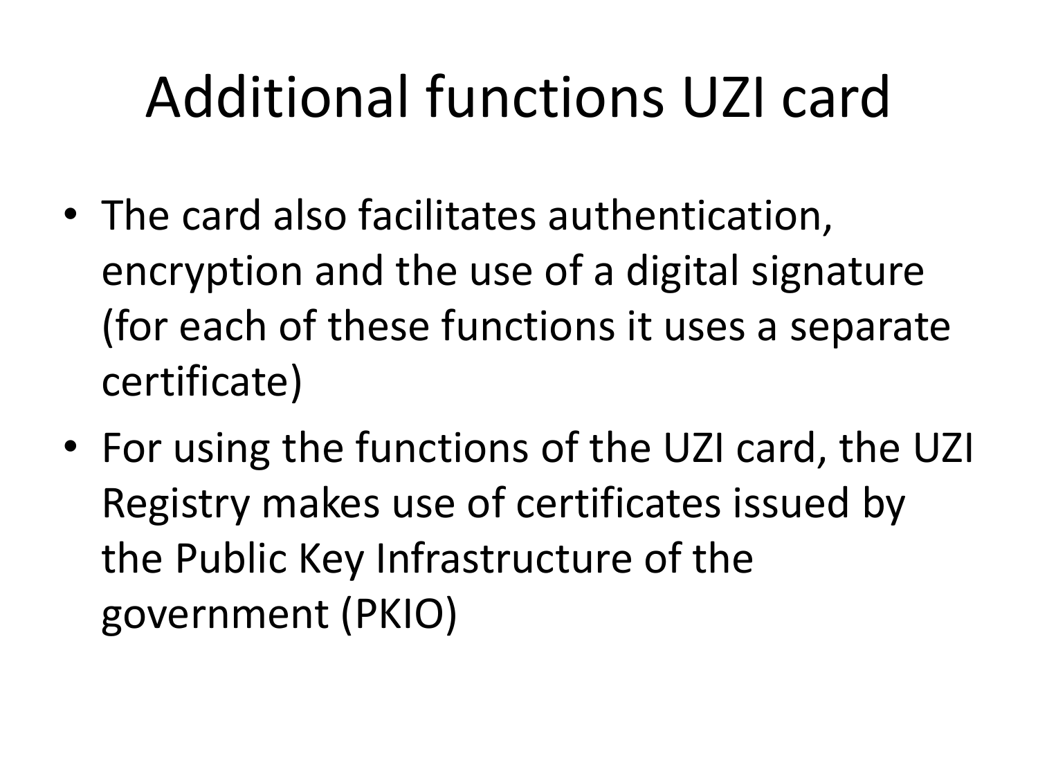# Additional functions UZI card

- The card also facilitates authentication, encryption and the use of a digital signature (for each of these functions it uses a separate certificate)
- For using the functions of the UZI card, the UZI Registry makes use of certificates issued by the Public Key Infrastructure of the government (PKIO)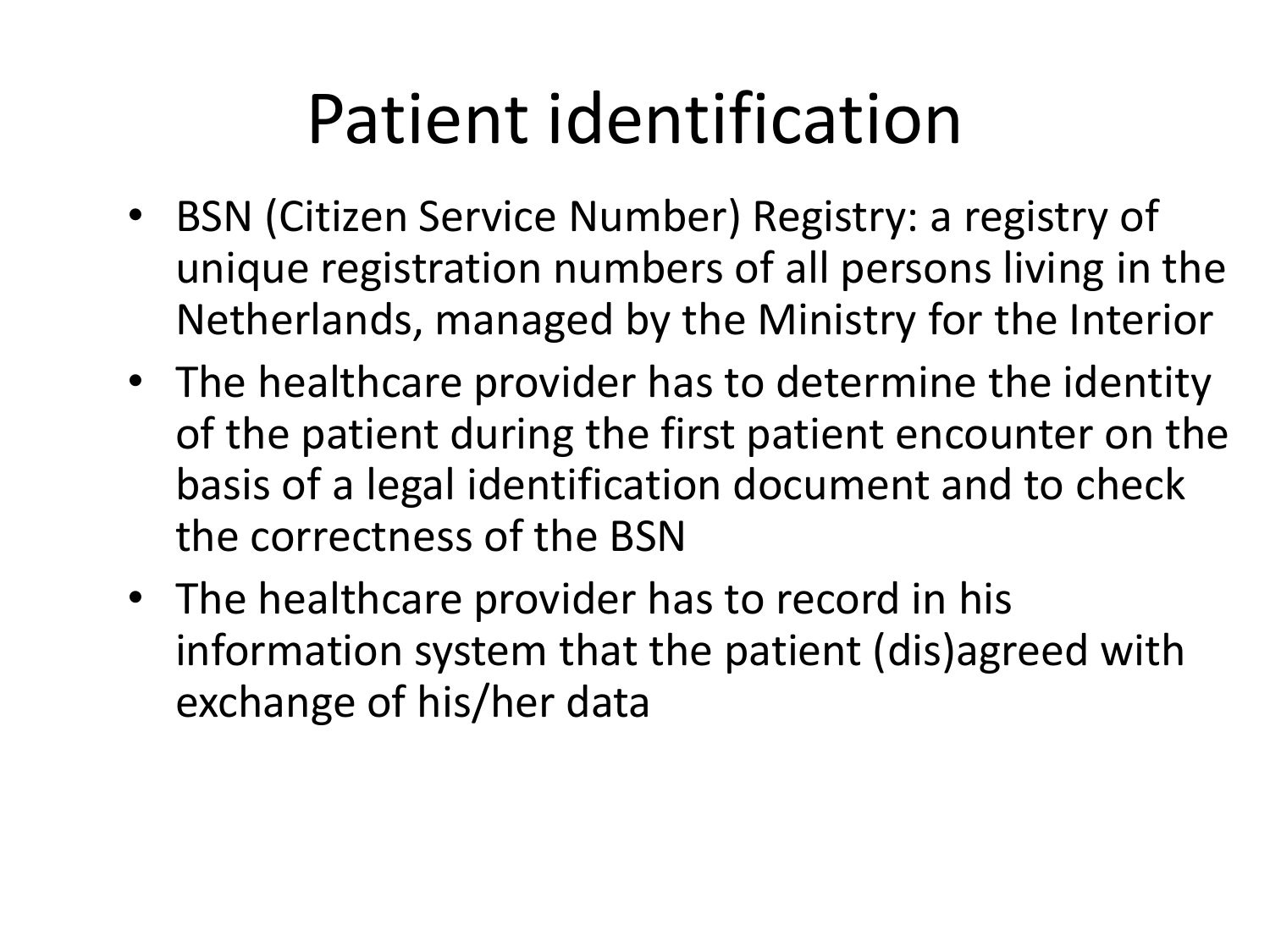# Patient identification

- BSN (Citizen Service Number) Registry: a registry of unique registration numbers of all persons living in the Netherlands, managed by the Ministry for the Interior
- The healthcare provider has to determine the identity of the patient during the first patient encounter on the basis of a legal identification document and to check the correctness of the BSN
- The healthcare provider has to record in his information system that the patient (dis)agreed with exchange of his/her data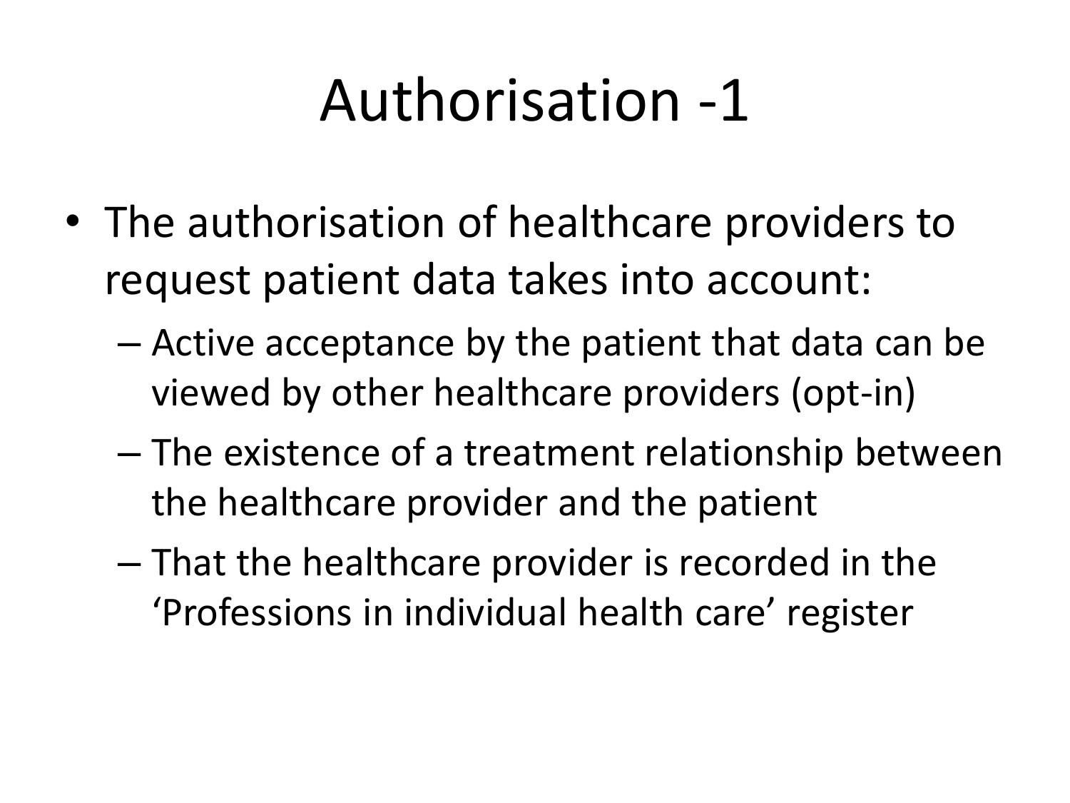# Authorisation -1

- The authorisation of healthcare providers to request patient data takes into account:
  - Active acceptance by the patient that data can be viewed by other healthcare providers (opt-in)
  - The existence of a treatment relationship between the healthcare provider and the patient
  - That the healthcare provider is recorded in the 'Professions in individual health care' register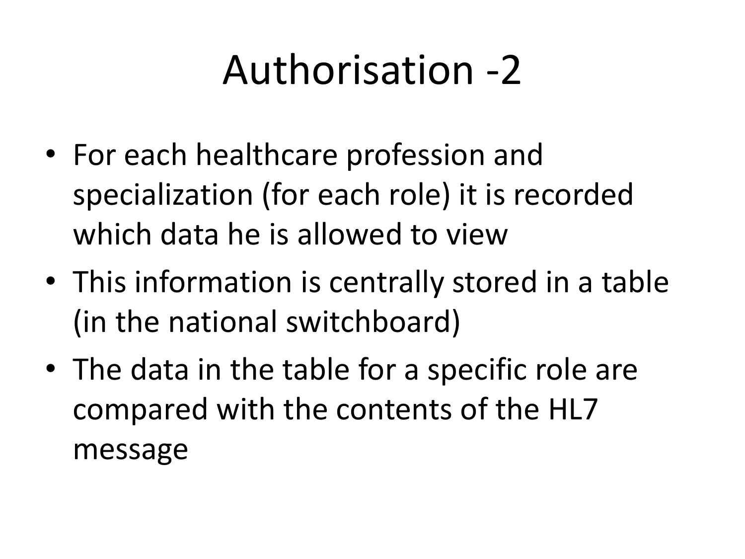# Authorisation -2

- For each healthcare profession and specialization (for each role) it is recorded which data he is allowed to view
- This information is centrally stored in a table (in the national switchboard)
- The data in the table for a specific role are compared with the contents of the HL7 message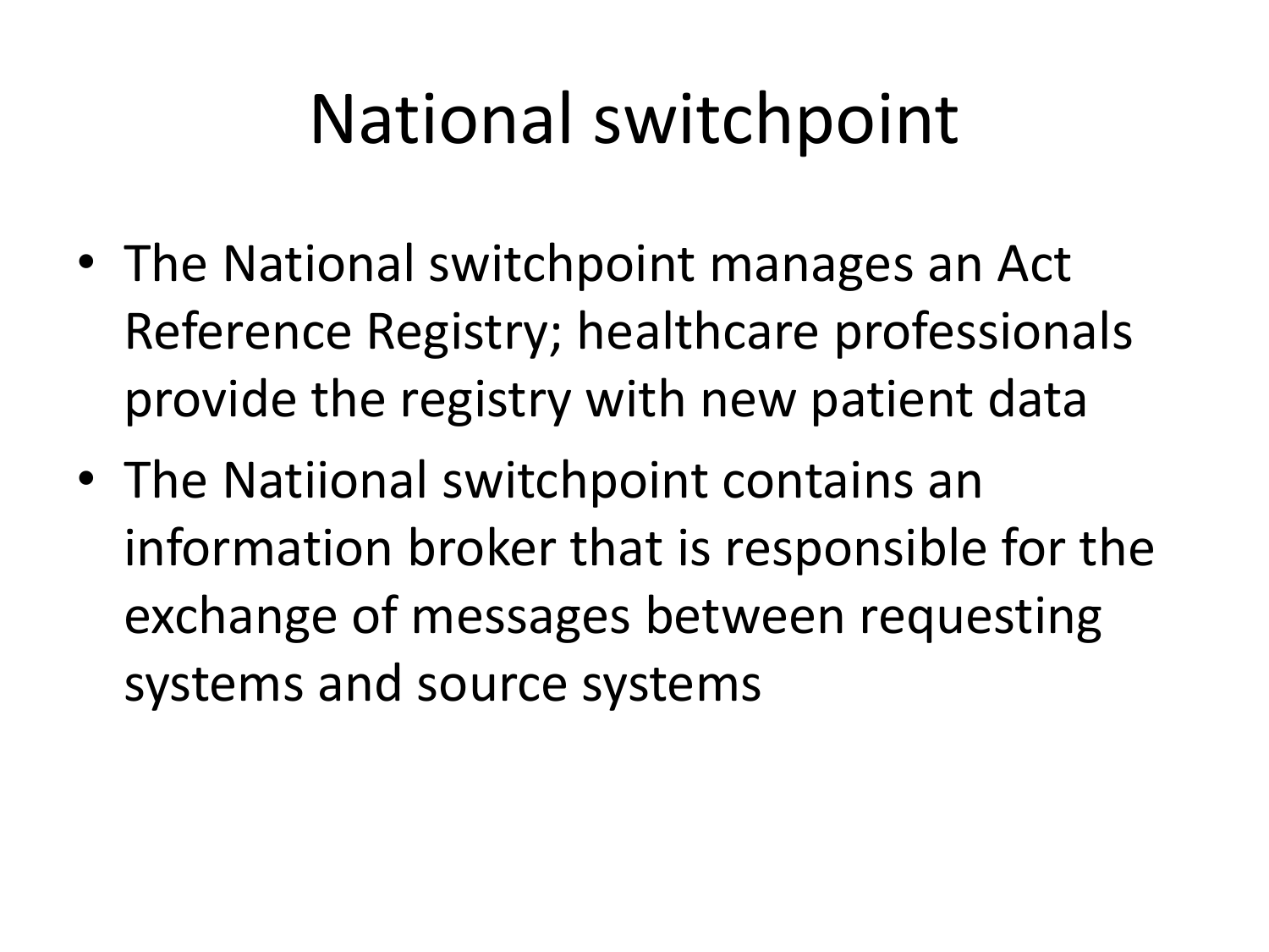# National switchpoint

- The National switchpoint manages an Act Reference Registry; healthcare professionals provide the registry with new patient data
- The Natiional switchpoint contains an information broker that is responsible for the exchange of messages between requesting systems and source systems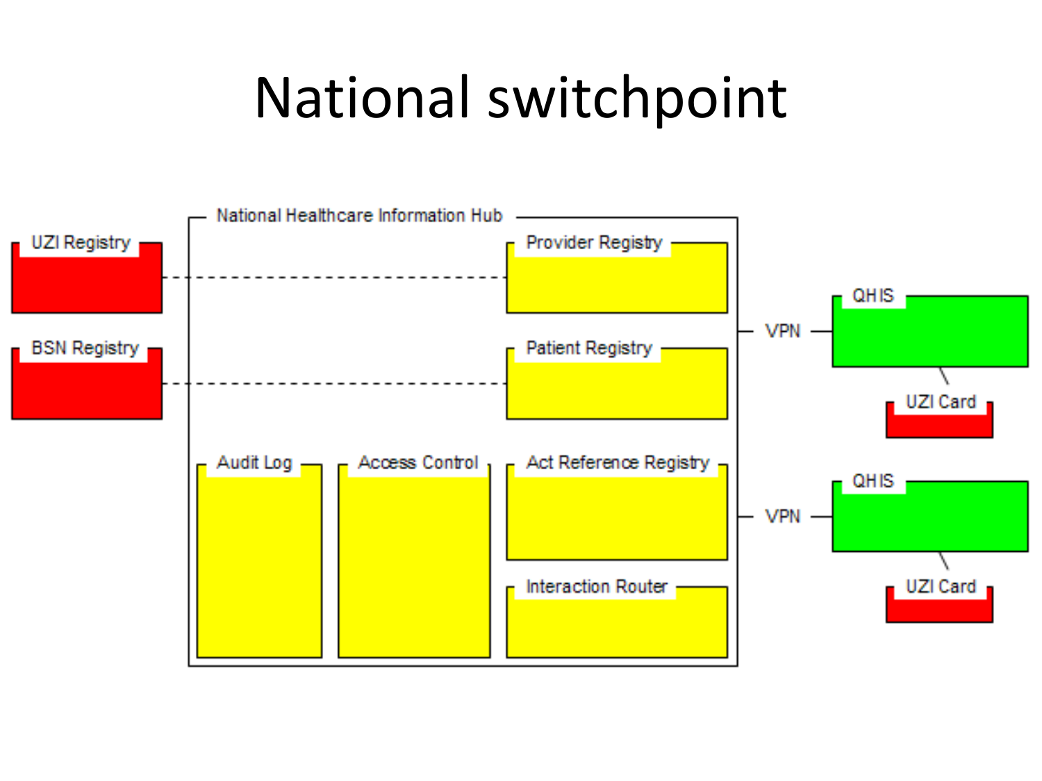# National switchpoint

National Healthcare Information Hub

UZI Registry

BSN Registry

Provider Registry

Patient Registry

Audit Log

Access Control

Act Reference Registry

Interaction Router

VPN

VPN

QHIS

UZI Card

QHIS

UZI Card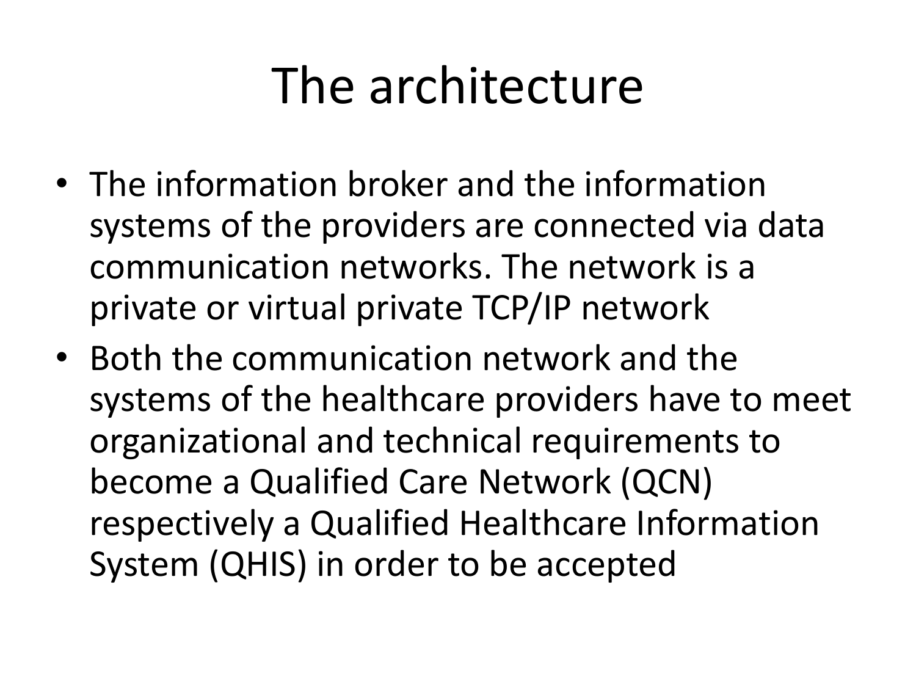# The architecture

- The information broker and the information systems of the providers are connected via data communication networks. The network is a private or virtual private TCP/IP network
- Both the communication network and the systems of the healthcare providers have to meet organizational and technical requirements to become a Qualified Care Network (QCN) respectively a Qualified Healthcare Information System (QHIS) in order to be accepted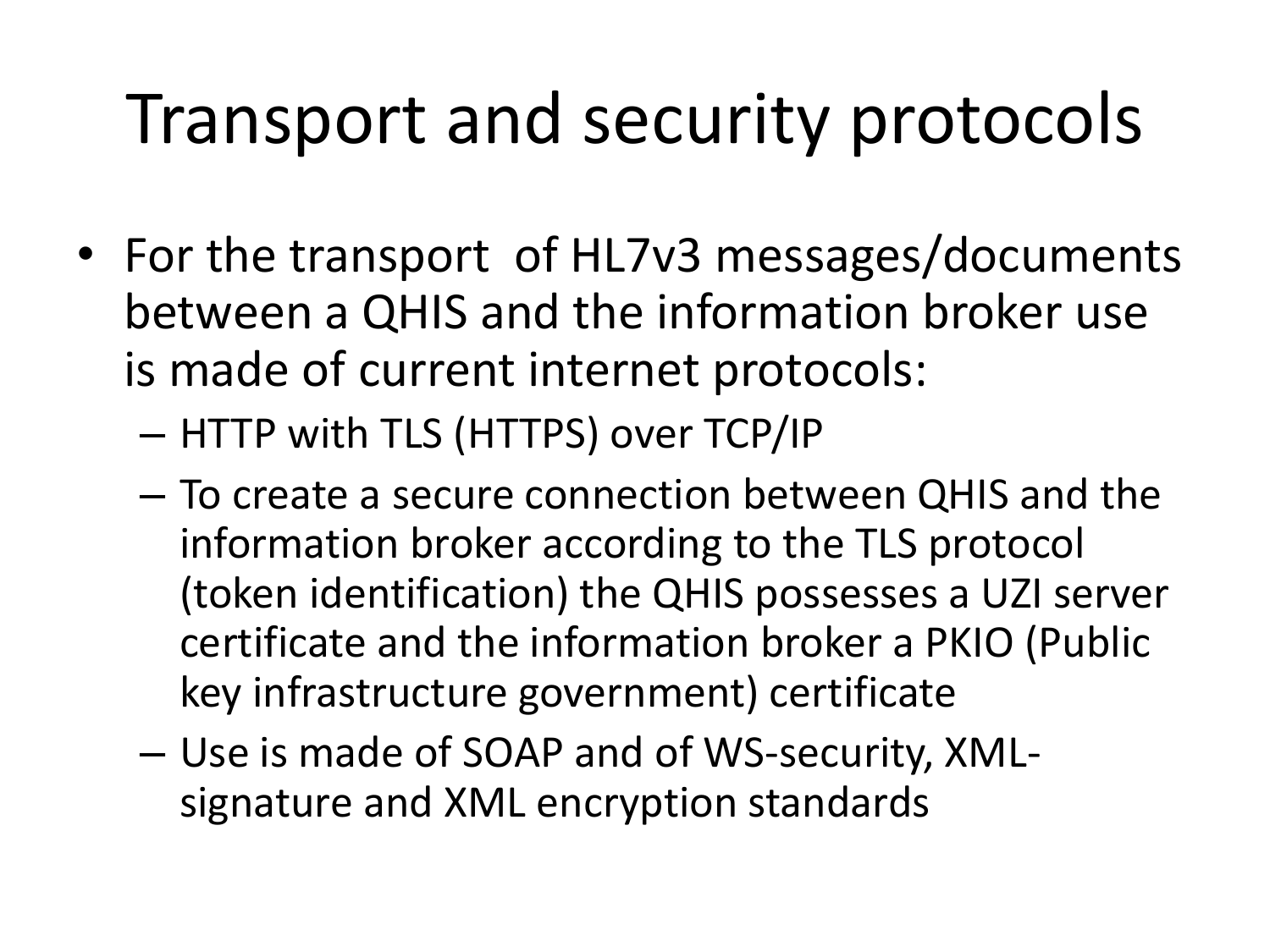# Transport and security protocols

- For the transport of HL7v3 messages/documents between a QHIS and the information broker use is made of current internet protocols:
  - HTTP with TLS (HTTPS) over TCP/IP
  - To create a secure connection between QHIS and the information broker according to the TLS protocol (token identification) the QHIS possesses a UZI server certificate and the information broker a PKIO (Public key infrastructure government) certificate
  - Use is made of SOAP and of WS-security, XML-signature and XML encryption standards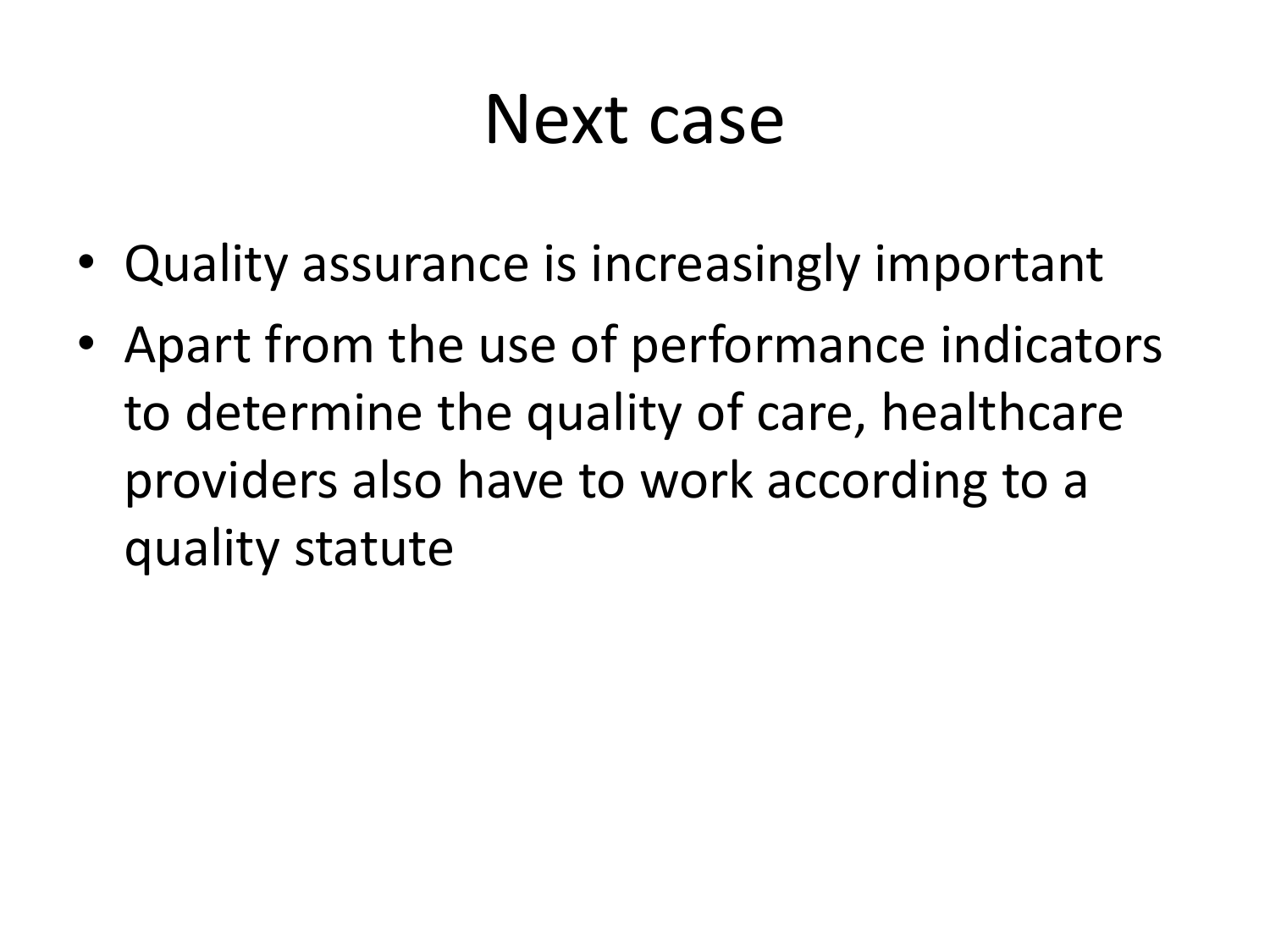# Next case

- Quality assurance is increasingly important
- Apart from the use of performance indicators to determine the quality of care, healthcare providers also have to work according to a quality statute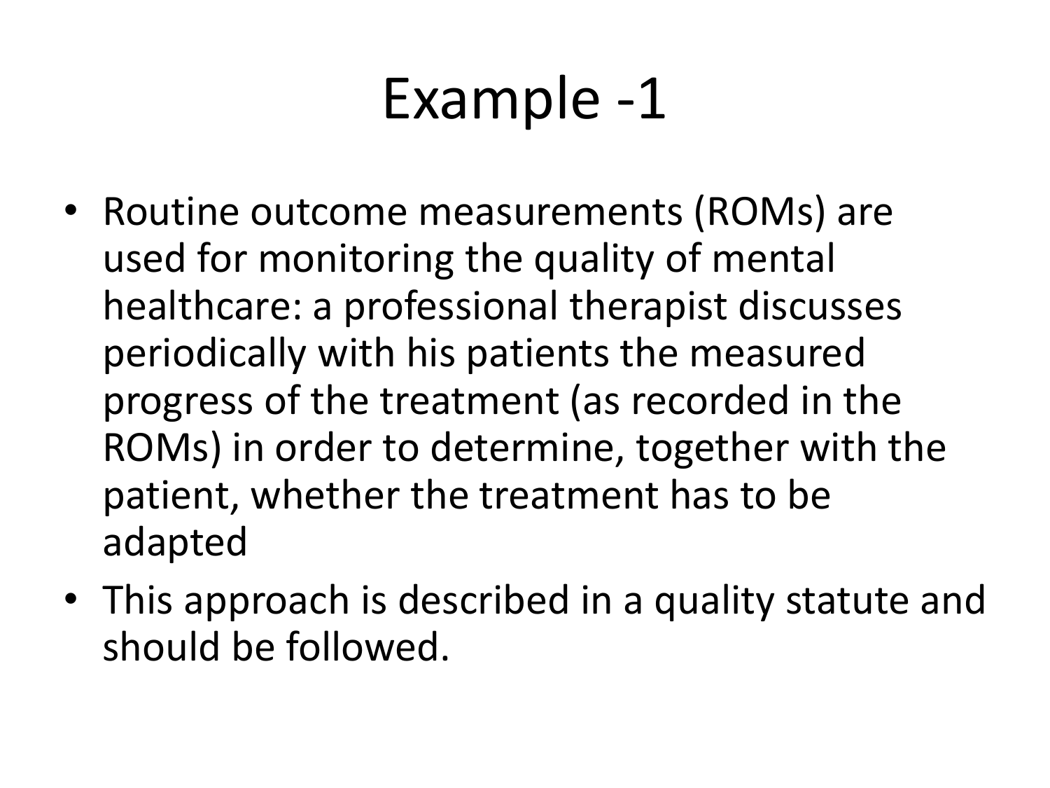# Example -1

- Routine outcome measurements (ROMs) are used for monitoring the quality of mental healthcare: a professional therapist discusses periodically with his patients the measured progress of the treatment (as recorded in the ROMs) in order to determine, together with the patient, whether the treatment has to be adapted
- This approach is described in a quality statute and should be followed.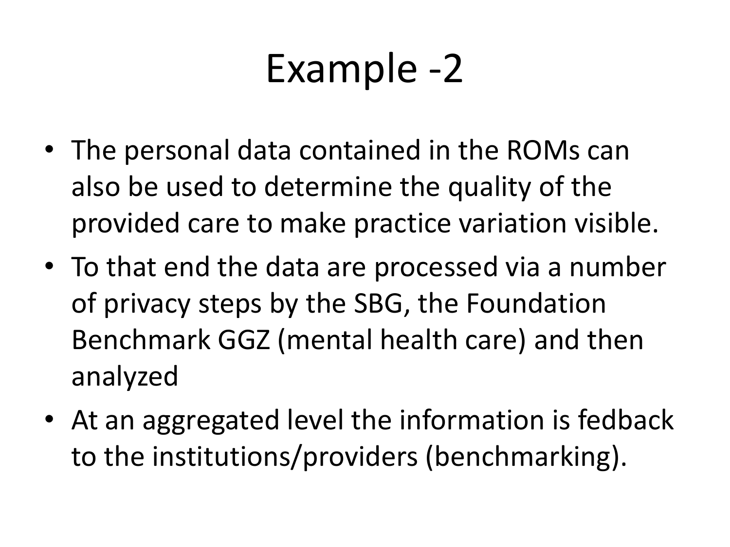# Example -2

- The personal data contained in the ROMs can also be used to determine the quality of the provided care to make practice variation visible.
- To that end the data are processed via a number of privacy steps by the SBG, the Foundation Benchmark GGZ (mental health care) and then analyzed
- At an aggregated level the information is fedback to the institutions/providers (benchmarking).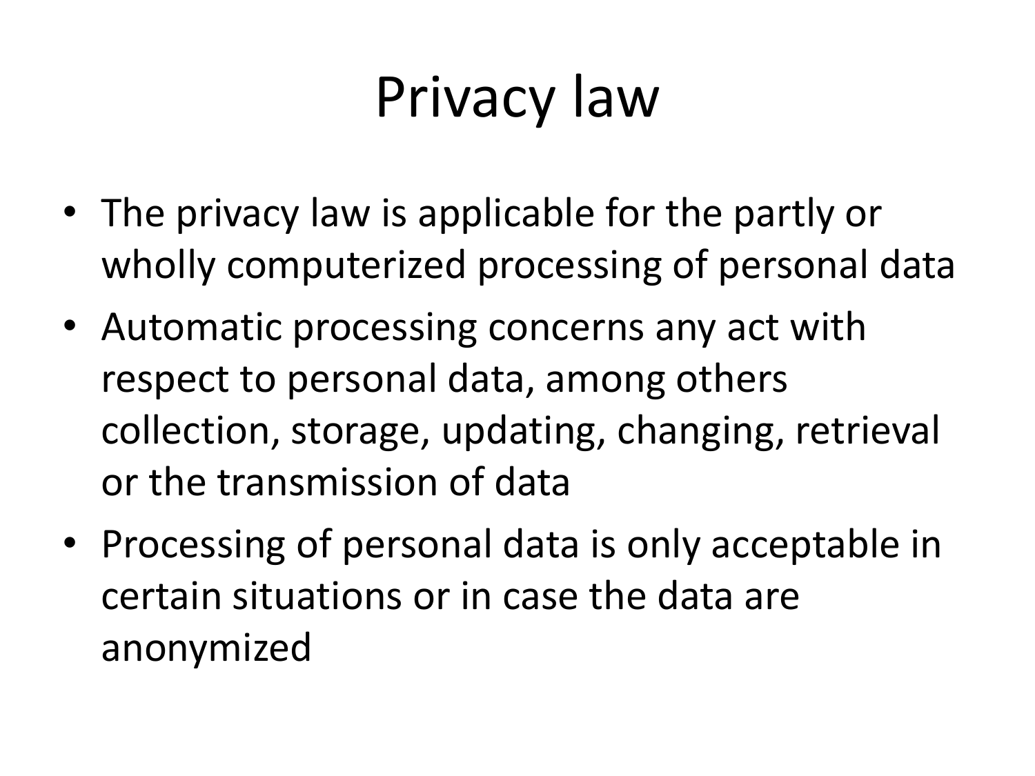# Privacy law

- The privacy law is applicable for the partly or wholly computerized processing of personal data
- Automatic processing concerns any act with respect to personal data, among others collection, storage, updating, changing, retrieval or the transmission of data
- Processing of personal data is only acceptable in certain situations or in case the data are anonymized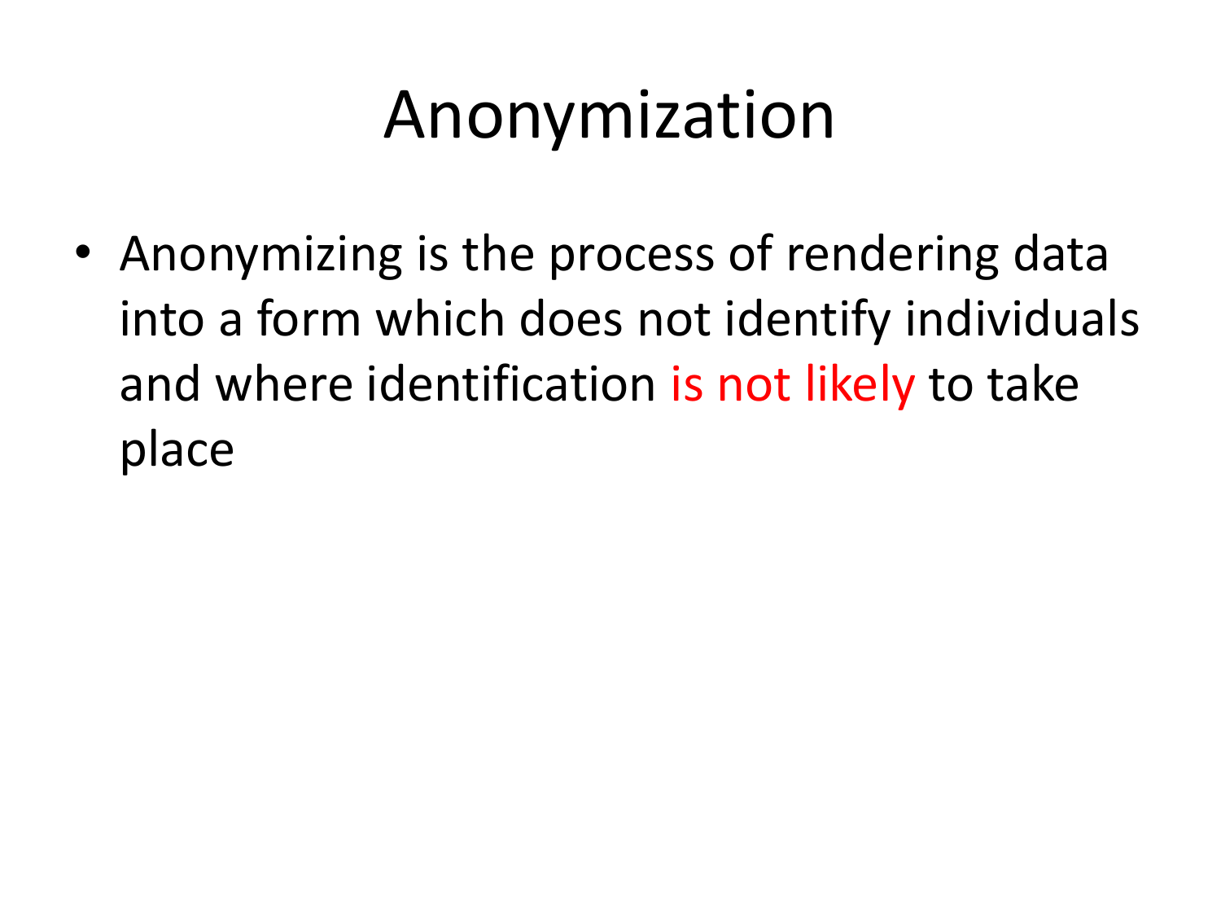# Anonymization

- Anonymizing is the process of rendering data into a form which does not identify individuals and where identification is not likely to take place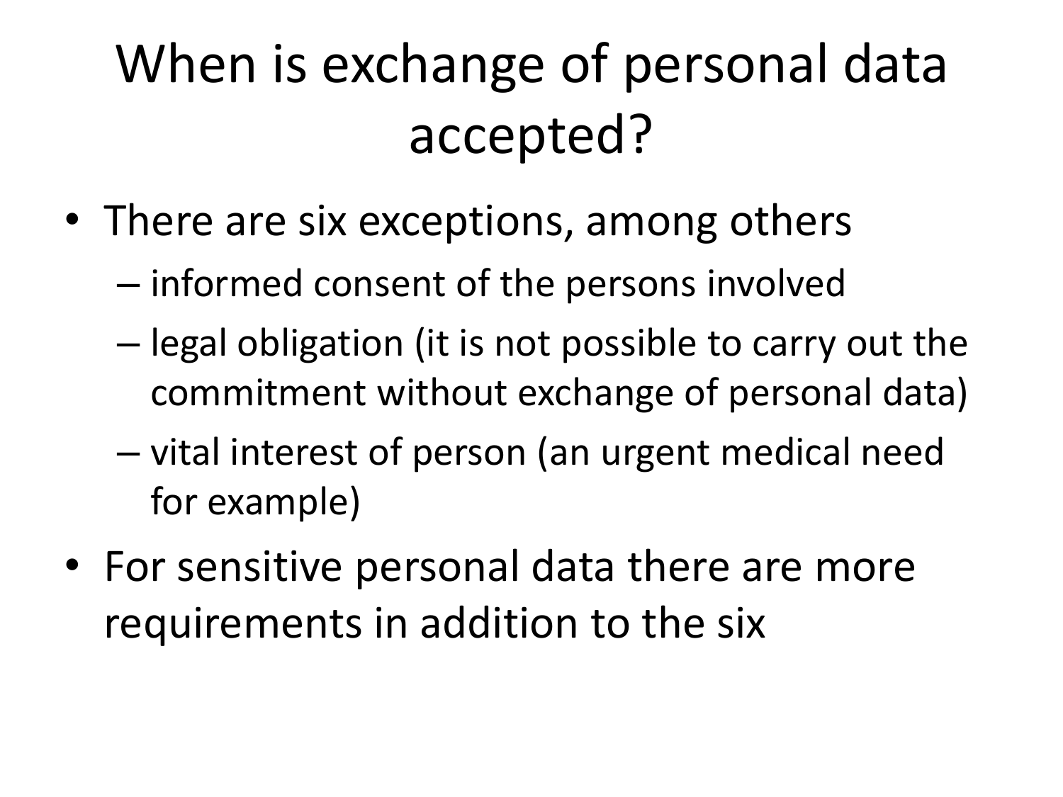# When is exchange of personal data accepted?

- There are six exceptions, among others
  - informed consent of the persons involved
  - legal obligation (it is not possible to carry out the commitment without exchange of personal data)
  - vital interest of person (an urgent medical need for example)
- For sensitive personal data there are more requirements in addition to the six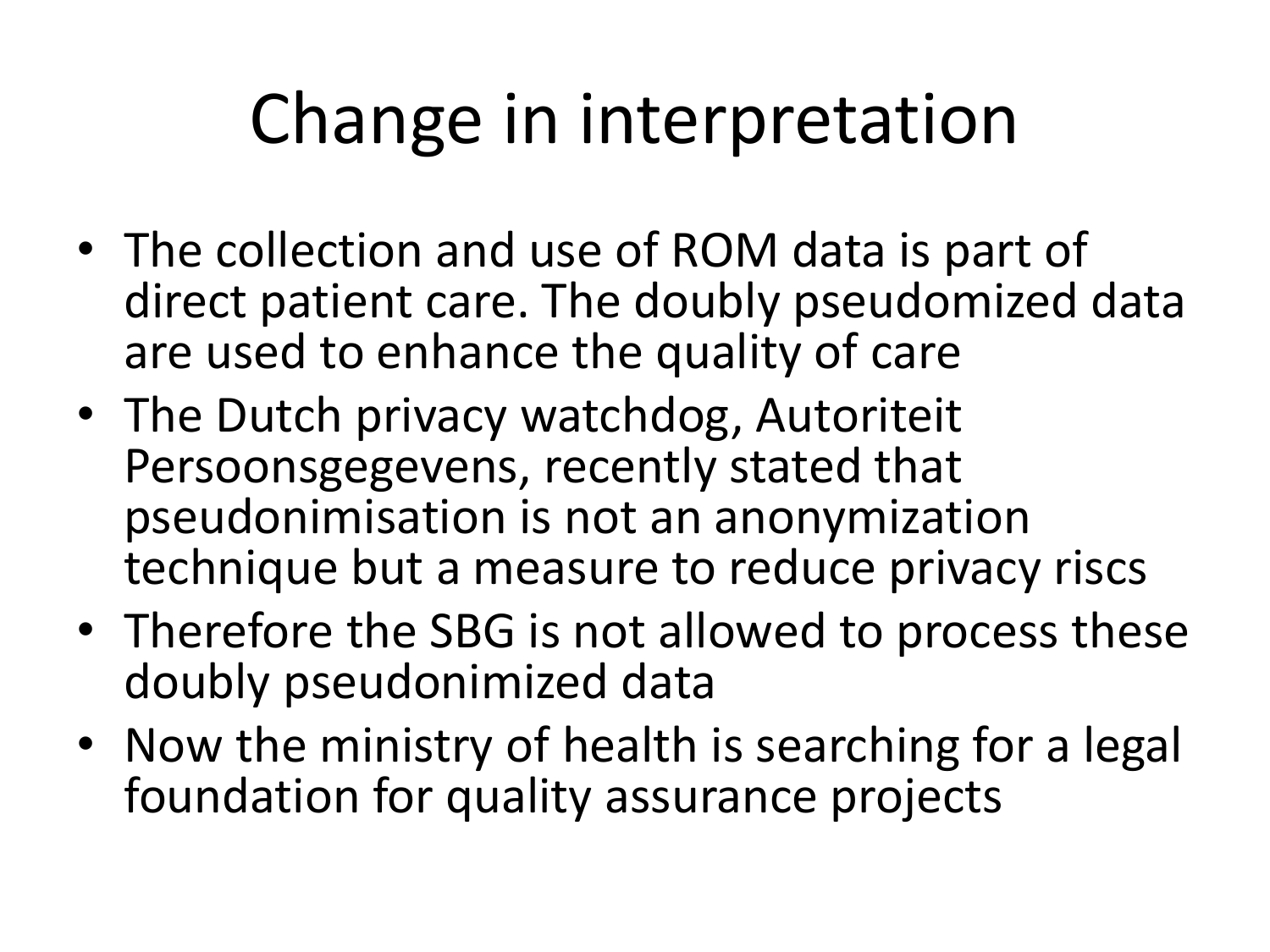# Change in interpretation

- The collection and use of ROM data is part of direct patient care. The doubly pseudomized data are used to enhance the quality of care
- The Dutch privacy watchdog, Autoriteit Persoonsgegevens, recently stated that pseudonimisation is not an anonymization technique but a measure to reduce privacy riscs
- Therefore the SBG is not allowed to process these doubly pseudonimized data
- Now the ministry of health is searching for a legal foundation for quality assurance projects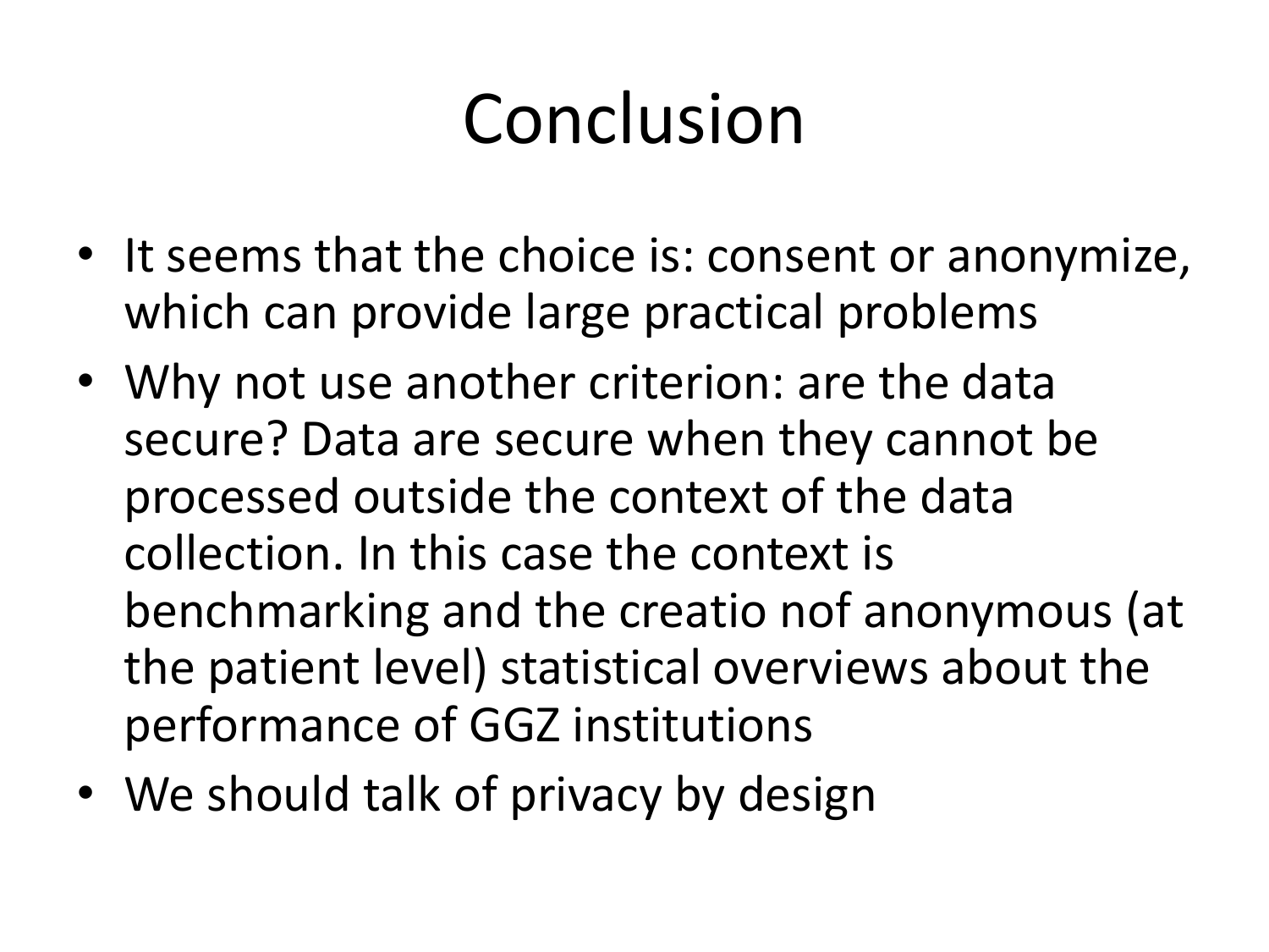# Conclusion

- It seems that the choice is: consent or anonymize, which can provide large practical problems
- Why not use another criterion: are the data secure? Data are secure when they cannot be processed outside the context of the data collection. In this case the context is benchmarking and the creatio nof anonymous (at the patient level) statistical overviews about the performance of GGZ institutions
- We should talk of privacy by design